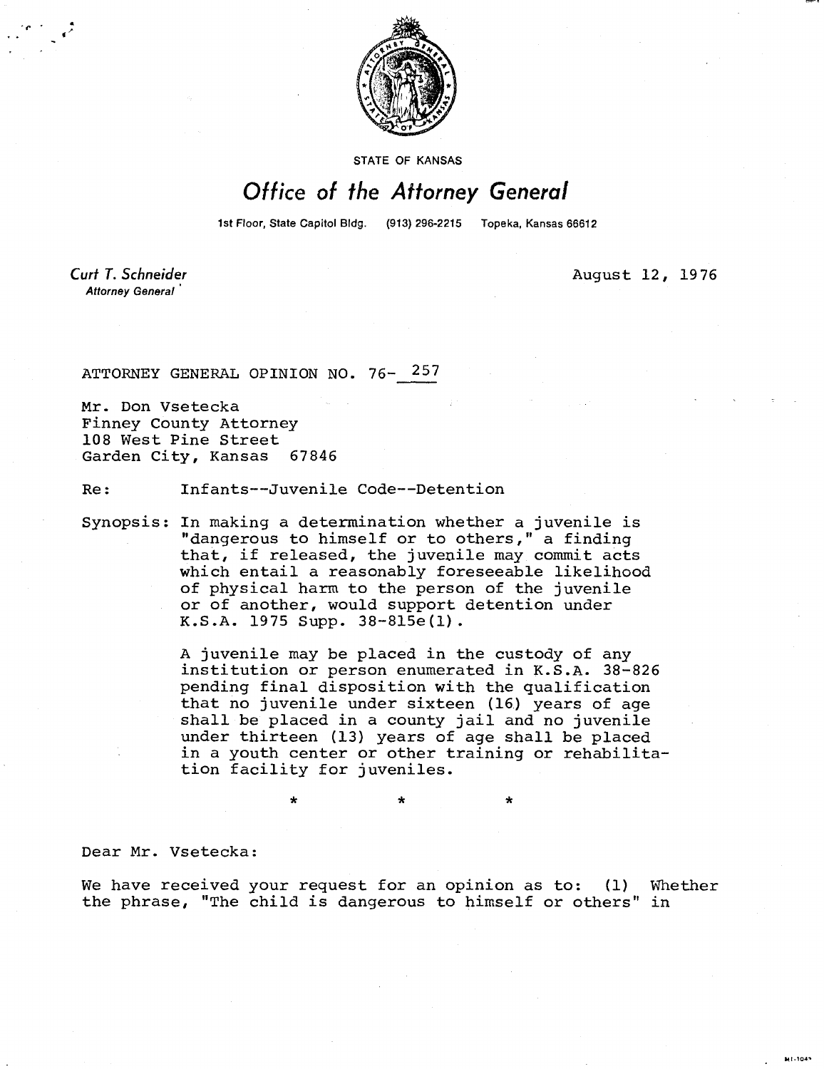STATE OF KANSAS

# Office of the Attorney General

1st Floor, State Capitol Bldg. (913) 296-2215 Topeka, Kansas 66612

Curt T. Schneider
*Attorney General*

August 12, 1976

ATTORNEY GENERAL OPINION NO. 76- 257

Mr. Don Vsetecka
Finney County Attorney
108 West Pine Street
Garden City, Kansas 67846

Re: Infants--Juvenile Code--Detention

Synopsis: In making a determination whether a juvenile is "dangerous to himself or to others," a finding that, if released, the juvenile may commit acts which entail a reasonably foreseeable likelihood of physical harm to the person of the juvenile or of another, would support detention under K.S.A. 1975 Supp. 38-815e(1).

A juvenile may be placed in the custody of any institution or person enumerated in K.S.A. 38-826 pending final disposition with the qualification that no juvenile under sixteen (16) years of age shall be placed in a county jail and no juvenile under thirteen (13) years of age shall be placed in a youth center or other training or rehabilitation facility for juveniles.

\*  \*  \*

Dear Mr. Vsetecka:

We have received your request for an opinion as to: (1) Whether the phrase, "The child is dangerous to himself or others" in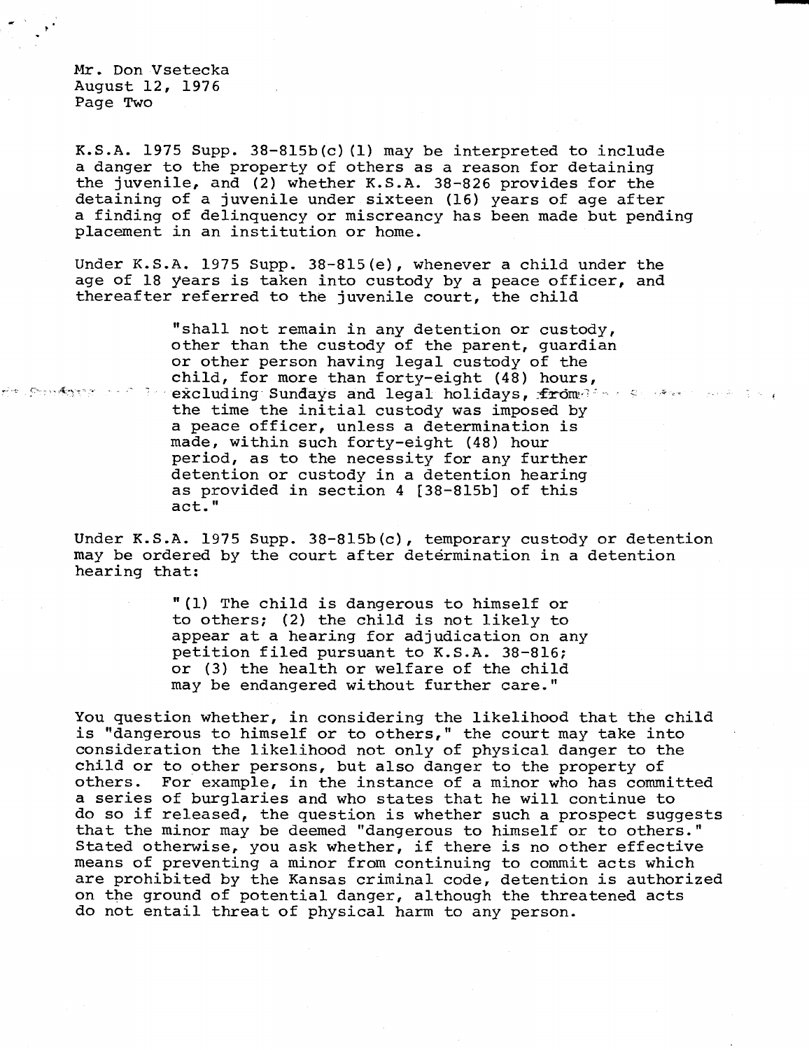K.S.A. 1975 Supp. 38-815b(c)(1) may be interpreted to include a danger to the property of others as a reason for detaining the juvenile, and (2) whether K.S.A. 38-826 provides for the detaining of a juvenile under sixteen (16) years of age after a finding of delinquency or miscreancy has been made but pending placement in an institution or home.

Under K.S.A. 1975 Supp. 38-815(e), whenever a child under the age of 18 years is taken into custody by a peace officer, and thereafter referred to the juvenile court, the child

> "shall not remain in any detention or custody, other than the custody of the parent, guardian or other person having legal custody of the child, for more than forty-eight (48) hours, excluding Sundays and legal holidays, from the time the initial custody was imposed by a peace officer, unless a determination is made, within such forty-eight (48) hour period, as to the necessity for any further detention or custody in a detention hearing as provided in section 4 [38-815b] of this act."

Under K.S.A. 1975 Supp. 38-815b(c), temporary custody or detention may be ordered by the court after determination in a detention hearing that:

> "(1) The child is dangerous to himself or to others; (2) the child is not likely to appear at a hearing for adjudication on any petition filed pursuant to K.S.A. 38-816; or (3) the health or welfare of the child may be endangered without further care."

You question whether, in considering the likelihood that the child is "dangerous to himself or to others," the court may take into consideration the likelihood not only of physical danger to the child or to other persons, but also danger to the property of others. For example, in the instance of a minor who has committed a series of burglaries and who states that he will continue to do so if released, the question is whether such a prospect suggests that the minor may be deemed "dangerous to himself or to others." Stated otherwise, you ask whether, if there is no other effective means of preventing a minor from continuing to commit acts which are prohibited by the Kansas criminal code, detention is authorized on the ground of potential danger, although the threatened acts do not entail threat of physical harm to any person.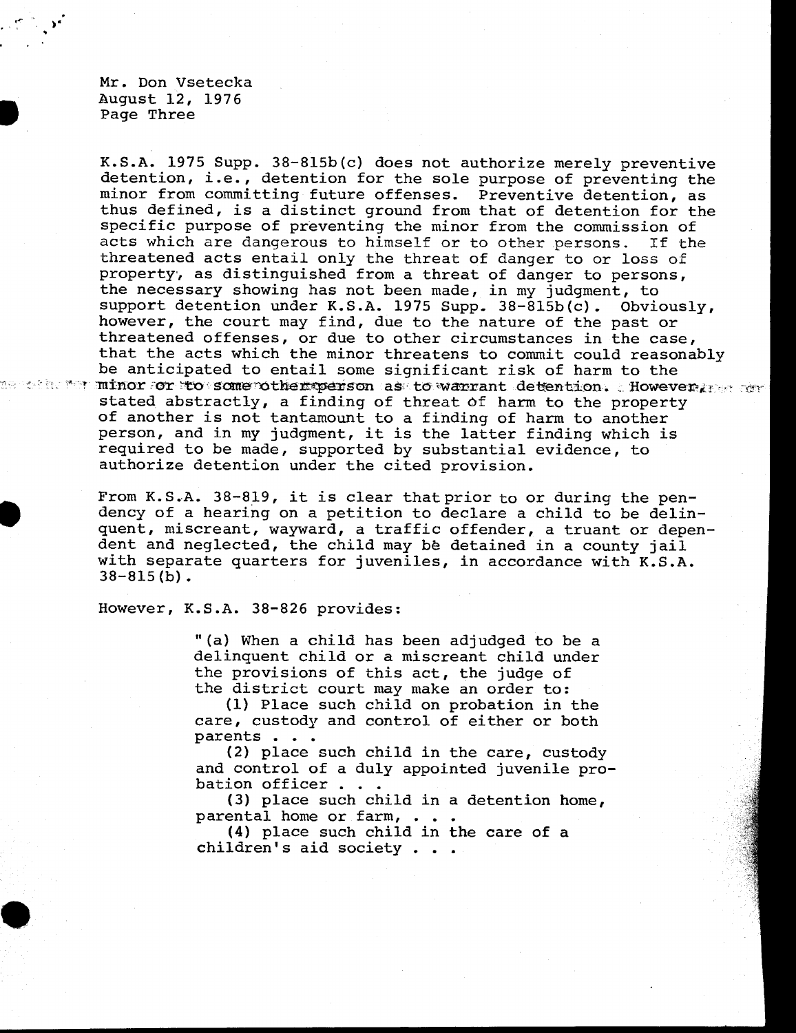Mr. Don Vsetecka
August 12, 1976
Page Three

K.S.A. 1975 Supp. 38-815b(c) does not authorize merely preventive detention, i.e., detention for the sole purpose of preventing the minor from committing future offenses. Preventive detention, as thus defined, is a distinct ground from that of detention for the specific purpose of preventing the minor from the commission of acts which are dangerous to himself or to other persons. If the threatened acts entail only the threat of danger to or loss of property, as distinguished from a threat of danger to persons, the necessary showing has not been made, in my judgment, to support detention under K.S.A. 1975 Supp. 38-815b(c). Obviously, however, the court may find, due to the nature of the past or threatened offenses, or due to other circumstances in the case, that the acts which the minor threatens to commit could reasonably be anticipated to entail some significant risk of harm to the minor or to some other person as to warrant detention. However, stated abstractly, a finding of threat of harm to the property of another is not tantamount to a finding of harm to another person, and in my judgment, it is the latter finding which is required to be made, supported by substantial evidence, to authorize detention under the cited provision.

From K.S.A. 38-819, it is clear that prior to or during the pendency of a hearing on a petition to declare a child to be delinquent, miscreant, wayward, a traffic offender, a truant or dependent and neglected, the child may be detained in a county jail with separate quarters for juveniles, in accordance with K.S.A. 38-815(b).

However, K.S.A. 38-826 provides:

> "(a) When a child has been adjudged to be a delinquent child or a miscreant child under the provisions of this act, the judge of the district court may make an order to:
>
> (1) Place such child on probation in the care, custody and control of either or both parents . . .
>
> (2) place such child in the care, custody and control of a duly appointed juvenile probation officer . . .
>
> (3) place such child in a detention home, parental home or farm, . . .
>
> (4) place such child in the care of a children's aid society . . .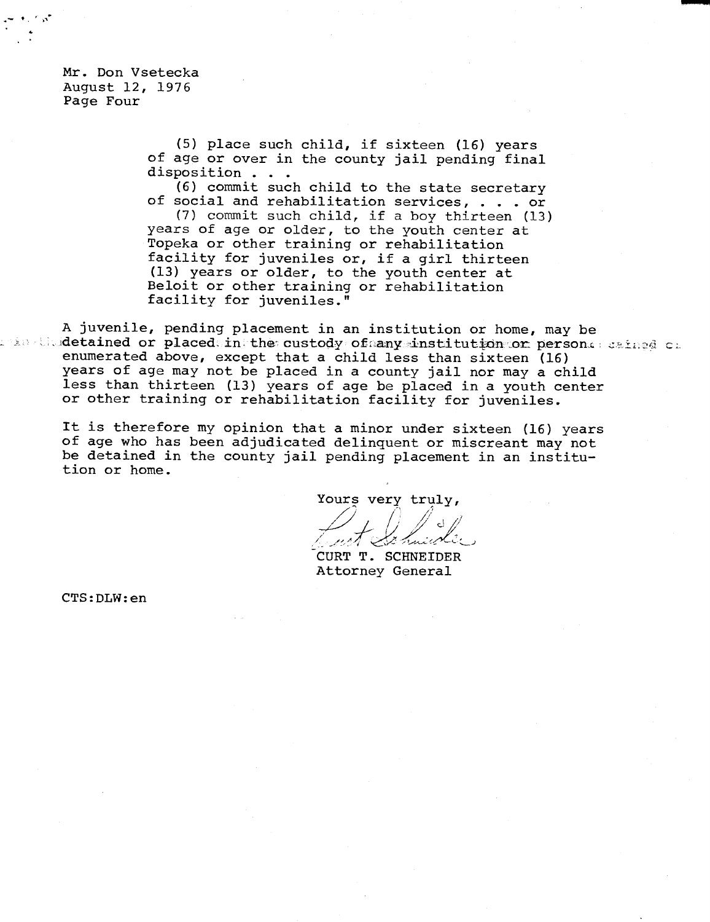Mr. Don Vsetecka
August 12, 1976
Page Four

> (5) place such child, if sixteen (16) years of age or over in the county jail pending final disposition . . .
>
> (6) commit such child to the state secretary of social and rehabilitation services, . . . or
>
> (7) commit such child, if a boy thirteen (13) years of age or older, to the youth center at Topeka or other training or rehabilitation facility for juveniles or, if a girl thirteen (13) years or older, to the youth center at Beloit or other training or rehabilitation facility for juveniles."

A juvenile, pending placement in an institution or home, may be detained or placed in the custody of any institution or person enumerated above, except that a child less than sixteen (16) years of age may not be placed in a county jail nor may a child less than thirteen (13) years of age be placed in a youth center or other training or rehabilitation facility for juveniles.

It is therefore my opinion that a minor under sixteen (16) years of age who has been adjudicated delinquent or miscreant may not be detained in the county jail pending placement in an institution or home.

Yours very truly,

CURT T. SCHNEIDER
Attorney General

CTS:DLW:en